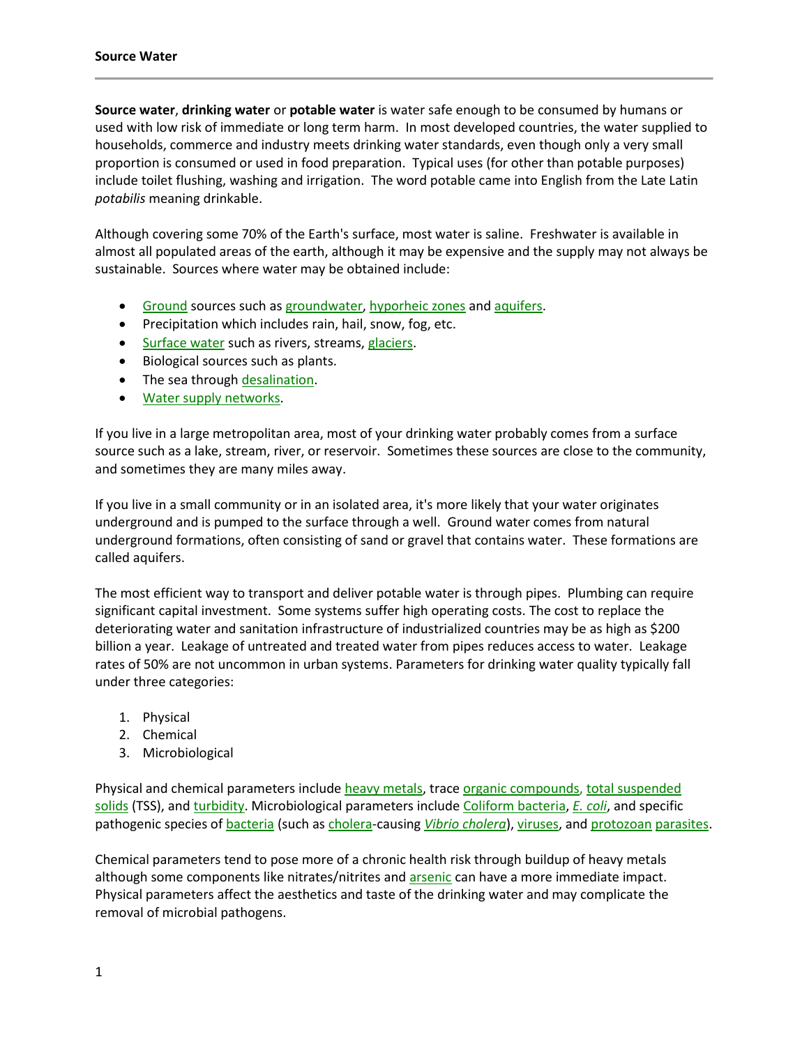# Source Water

**Source water**, **drinking water** or **potable water** is water safe enough to be consumed by humans or used with low risk of immediate or long term harm. In most developed countries, the water supplied to households, commerce and industry meets drinking water standards, even though only a very small proportion is consumed or used in food preparation. Typical uses (for other than potable purposes) include toilet flushing, washing and irrigation. The word potable came into English from the Late Latin *potabilis* meaning drinkable.

Although covering some 70% of the Earth's surface, most water is saline. Freshwater is available in almost all populated areas of the earth, although it may be expensive and the supply may not always be sustainable. Sources where water may be obtained include:

- Ground sources such as groundwater, hyporheic zones and aquifers.
- Precipitation which includes rain, hail, snow, fog, etc.
- Surface water such as rivers, streams, glaciers.
- Biological sources such as plants.
- The sea through desalination.
- Water supply networks.

If you live in a large metropolitan area, most of your drinking water probably comes from a surface source such as a lake, stream, river, or reservoir. Sometimes these sources are close to the community, and sometimes they are many miles away.

If you live in a small community or in an isolated area, it's more likely that your water originates underground and is pumped to the surface through a well. Ground water comes from natural underground formations, often consisting of sand or gravel that contains water. These formations are called aquifers.

The most efficient way to transport and deliver potable water is through pipes. Plumbing can require significant capital investment. Some systems suffer high operating costs. The cost to replace the deteriorating water and sanitation infrastructure of industrialized countries may be as high as $200 billion a year. Leakage of untreated and treated water from pipes reduces access to water. Leakage rates of 50% are not uncommon in urban systems. Parameters for drinking water quality typically fall under three categories:

1. Physical
2. Chemical
3. Microbiological

Physical and chemical parameters include heavy metals, trace organic compounds, total suspended solids (TSS), and turbidity. Microbiological parameters include Coliform bacteria, *E. coli*, and specific pathogenic species of bacteria (such as cholera-causing *Vibrio cholera*), viruses, and protozoan parasites.

Chemical parameters tend to pose more of a chronic health risk through buildup of heavy metals although some components like nitrates/nitrites and arsenic can have a more immediate impact. Physical parameters affect the aesthetics and taste of the drinking water and may complicate the removal of microbial pathogens.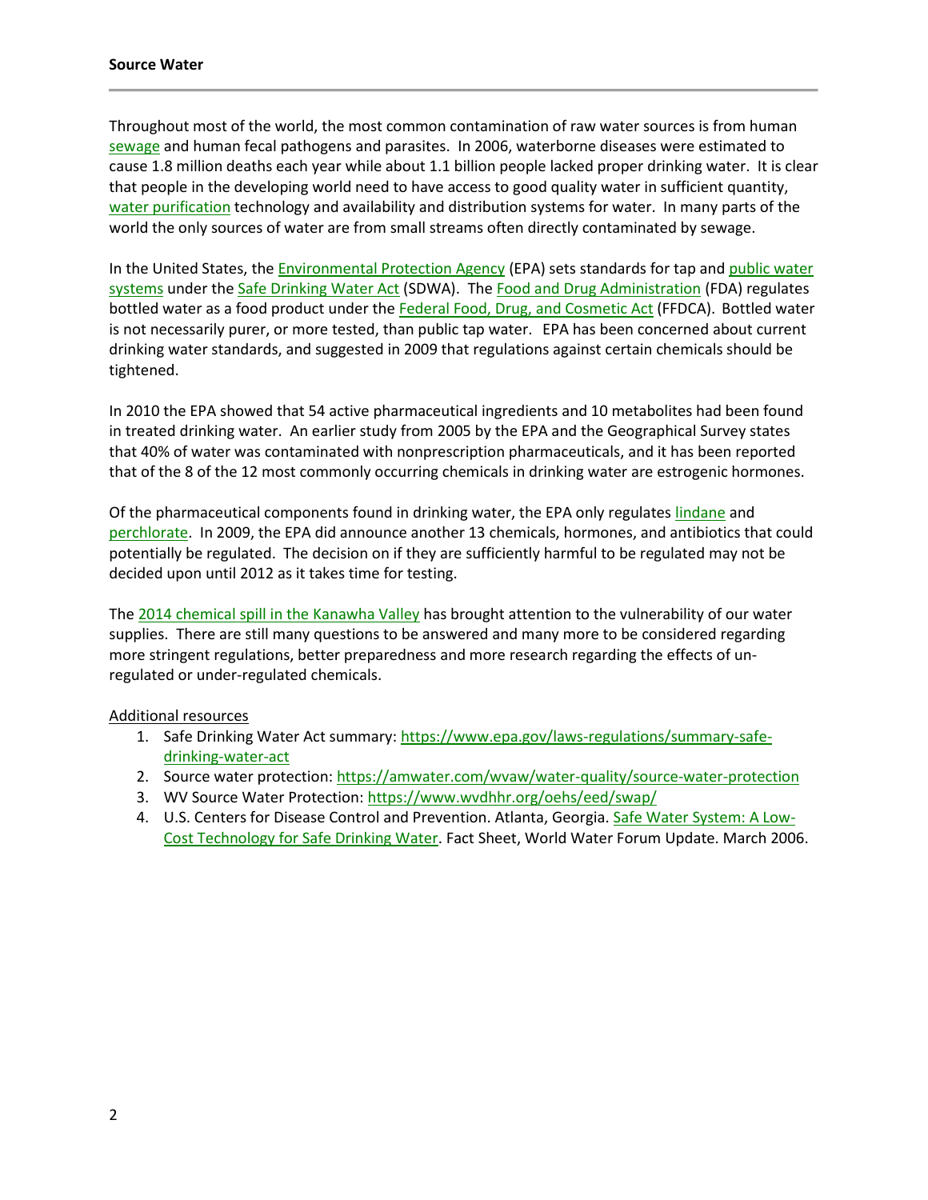**Source Water**

Throughout most of the world, the most common contamination of raw water sources is from human [sewage](#) and human fecal pathogens and parasites. In 2006, waterborne diseases were estimated to cause 1.8 million deaths each year while about 1.1 billion people lacked proper drinking water. It is clear that people in the developing world need to have access to good quality water in sufficient quantity, [water purification](#) technology and availability and distribution systems for water. In many parts of the world the only sources of water are from small streams often directly contaminated by sewage.

In the United States, the [Environmental Protection Agency](#) (EPA) sets standards for tap and [public water systems](#) under the [Safe Drinking Water Act](#) (SDWA). The [Food and Drug Administration](#) (FDA) regulates bottled water as a food product under the [Federal Food, Drug, and Cosmetic Act](#) (FFDCA). Bottled water is not necessarily purer, or more tested, than public tap water. EPA has been concerned about current drinking water standards, and suggested in 2009 that regulations against certain chemicals should be tightened.

In 2010 the EPA showed that 54 active pharmaceutical ingredients and 10 metabolites had been found in treated drinking water. An earlier study from 2005 by the EPA and the Geographical Survey states that 40% of water was contaminated with nonprescription pharmaceuticals, and it has been reported that of the 8 of the 12 most commonly occurring chemicals in drinking water are estrogenic hormones.

Of the pharmaceutical components found in drinking water, the EPA only regulates [lindane](#) and [perchlorate](#). In 2009, the EPA did announce another 13 chemicals, hormones, and antibiotics that could potentially be regulated. The decision on if they are sufficiently harmful to be regulated may not be decided upon until 2012 as it takes time for testing.

The [2014 chemical spill in the Kanawha Valley](#) has brought attention to the vulnerability of our water supplies. There are still many questions to be answered and many more to be considered regarding more stringent regulations, better preparedness and more research regarding the effects of un-regulated or under-regulated chemicals.

Additional resources

1. Safe Drinking Water Act summary: https://www.epa.gov/laws-regulations/summary-safe-drinking-water-act
2. Source water protection: https://amwater.com/wvaw/water-quality/source-water-protection
3. WV Source Water Protection: https://www.wvdhhr.org/oehs/eed/swap/
4. U.S. Centers for Disease Control and Prevention. Atlanta, Georgia. [Safe Water System: A Low-Cost Technology for Safe Drinking Water](#). Fact Sheet, World Water Forum Update. March 2006.